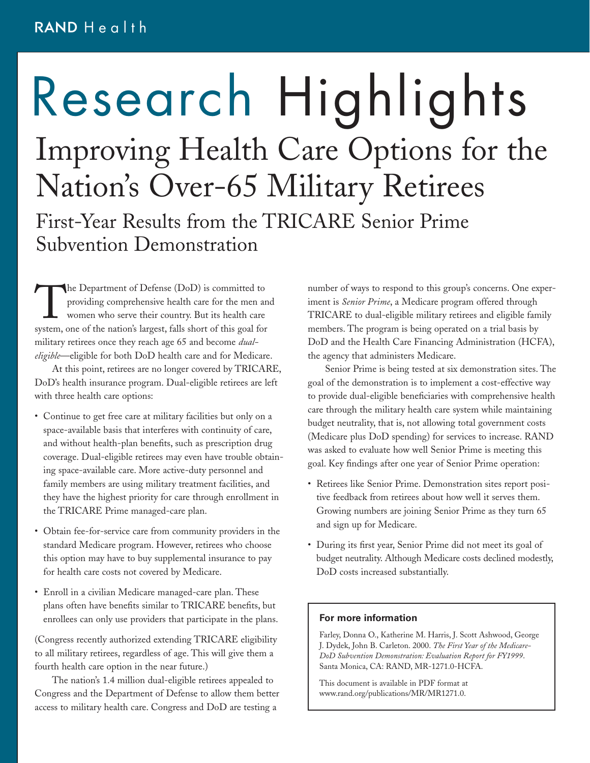RAND Health

# Research Highlights

## Improving Health Care Options for the Nation's Over-65 Military Retirees

### First-Year Results from the TRICARE Senior Prime Subvention Demonstration

The Department of Defense (DoD) is committed to providing comprehensive health care for the men and women who serve their country. But its health care system, one of the nation's largest, falls short of this goal for military retirees once they reach age 65 and become *dual-eligible*—eligible for both DoD health care and for Medicare.

At this point, retirees are no longer covered by TRICARE, DoD's health insurance program. Dual-eligible retirees are left with three health care options:

- Continue to get free care at military facilities but only on a space-available basis that interferes with continuity of care, and without health-plan benefits, such as prescription drug coverage. Dual-eligible retirees may even have trouble obtaining space-available care. More active-duty personnel and family members are using military treatment facilities, and they have the highest priority for care through enrollment in the TRICARE Prime managed-care plan.
- Obtain fee-for-service care from community providers in the standard Medicare program. However, retirees who choose this option may have to buy supplemental insurance to pay for health care costs not covered by Medicare.
- Enroll in a civilian Medicare managed-care plan. These plans often have benefits similar to TRICARE benefits, but enrollees can only use providers that participate in the plans.

(Congress recently authorized extending TRICARE eligibility to all military retirees, regardless of age. This will give them a fourth health care option in the near future.)

The nation's 1.4 million dual-eligible retirees appealed to Congress and the Department of Defense to allow them better access to military health care. Congress and DoD are testing a number of ways to respond to this group's concerns. One experiment is *Senior Prime*, a Medicare program offered through TRICARE to dual-eligible military retirees and eligible family members. The program is being operated on a trial basis by DoD and the Health Care Financing Administration (HCFA), the agency that administers Medicare.

Senior Prime is being tested at six demonstration sites. The goal of the demonstration is to implement a cost-effective way to provide dual-eligible beneficiaries with comprehensive health care through the military health care system while maintaining budget neutrality, that is, not allowing total government costs (Medicare plus DoD spending) for services to increase. RAND was asked to evaluate how well Senior Prime is meeting this goal. Key findings after one year of Senior Prime operation:

- Retirees like Senior Prime. Demonstration sites report positive feedback from retirees about how well it serves them. Growing numbers are joining Senior Prime as they turn 65 and sign up for Medicare.
- During its first year, Senior Prime did not meet its goal of budget neutrality. Although Medicare costs declined modestly, DoD costs increased substantially.

**For more information**

Farley, Donna O., Katherine M. Harris, J. Scott Ashwood, George J. Dydek, John B. Carleton. 2000. *The First Year of the Medicare-DoD Subvention Demonstration: Evaluation Report for FY1999*. Santa Monica, CA: RAND, MR-1271.0-HCFA.

This document is available in PDF format at www.rand.org/publications/MR/MR1271.0.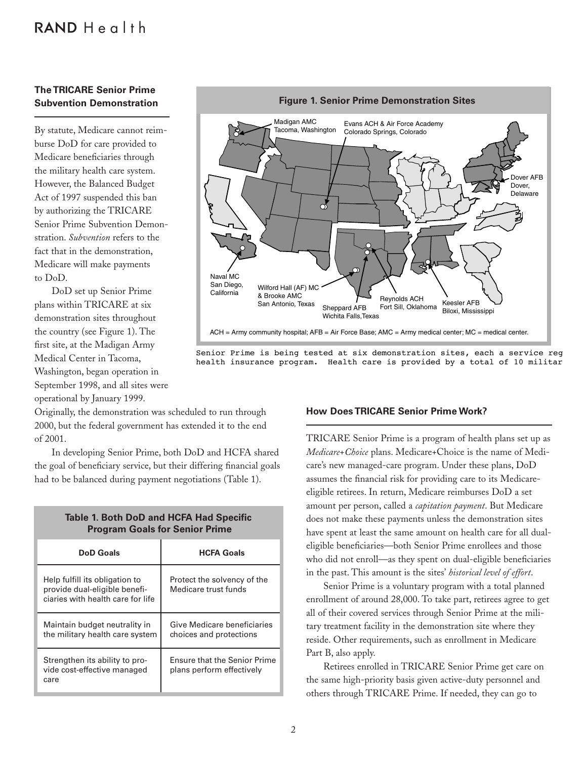## The TRICARE Senior Prime Subvention Demonstration

By statute, Medicare cannot reimburse DoD for care provided to Medicare beneficiaries through the military health care system. However, the Balanced Budget Act of 1997 suspended this ban by authorizing the TRICARE Senior Prime Subvention Demonstration. *Subvention* refers to the fact that in the demonstration, Medicare will make payments to DoD.

DoD set up Senior Prime plans within TRICARE at six demonstration sites throughout the country (see Figure 1). The first site, at the Madigan Army Medical Center in Tacoma, Washington, began operation in September 1998, and all sites were operational by January 1999. Originally, the demonstration was scheduled to run through 2000, but the federal government has extended it to the end of 2001.

In developing Senior Prime, both DoD and HCFA shared the goal of beneficiary service, but their differing financial goals had to be balanced during payment negotiations (Table 1).

**Figure 1. Senior Prime Demonstration Sites**

Madigan AMC Tacoma, Washington; Evans ACH & Air Force Academy Colorado Springs, Colorado; Dover AFB Dover, Delaware; Naval MC San Diego, California; Wilford Hall (AF) MC & Brooke AMC San Antonio, Texas; Sheppard AFB Wichita Falls, Texas; Reynolds ACH Fort Sill, Oklahoma; Keesler AFB Biloxi, Mississippi

ACH = Army community hospital; AFB = Air Force Base; AMC = Army medical center; MC = medical center.

Senior Prime is being tested at six demonstration sites, each a service reg health insurance program. Health care is provided by a total of 10 militar

**Table 1. Both DoD and HCFA Had Specific Program Goals for Senior Prime**

| DoD Goals | HCFA Goals |
|---|---|
| Help fulfill its obligation to provide dual-eligible beneficiaries with health care for life | Protect the solvency of the Medicare trust funds |
| Maintain budget neutrality in the military health care system | Give Medicare beneficiaries choices and protections |
| Strengthen its ability to provide cost-effective managed care | Ensure that the Senior Prime plans perform effectively |

## How Does TRICARE Senior Prime Work?

TRICARE Senior Prime is a program of health plans set up as *Medicare+Choice* plans. Medicare+Choice is the name of Medicare's new managed-care program. Under these plans, DoD assumes the financial risk for providing care to its Medicare-eligible retirees. In return, Medicare reimburses DoD a set amount per person, called a *capitation payment*. But Medicare does not make these payments unless the demonstration sites have spent at least the same amount on health care for all dual-eligible beneficiaries—both Senior Prime enrollees and those who did not enroll—as they spent on dual-eligible beneficiaries in the past. This amount is the sites' *historical level of effort*.

Senior Prime is a voluntary program with a total planned enrollment of around 28,000. To take part, retirees agree to get all of their covered services through Senior Prime at the military treatment facility in the demonstration site where they reside. Other requirements, such as enrollment in Medicare Part B, also apply.

Retirees enrolled in TRICARE Senior Prime get care on the same high-priority basis given active-duty personnel and others through TRICARE Prime. If needed, they can go to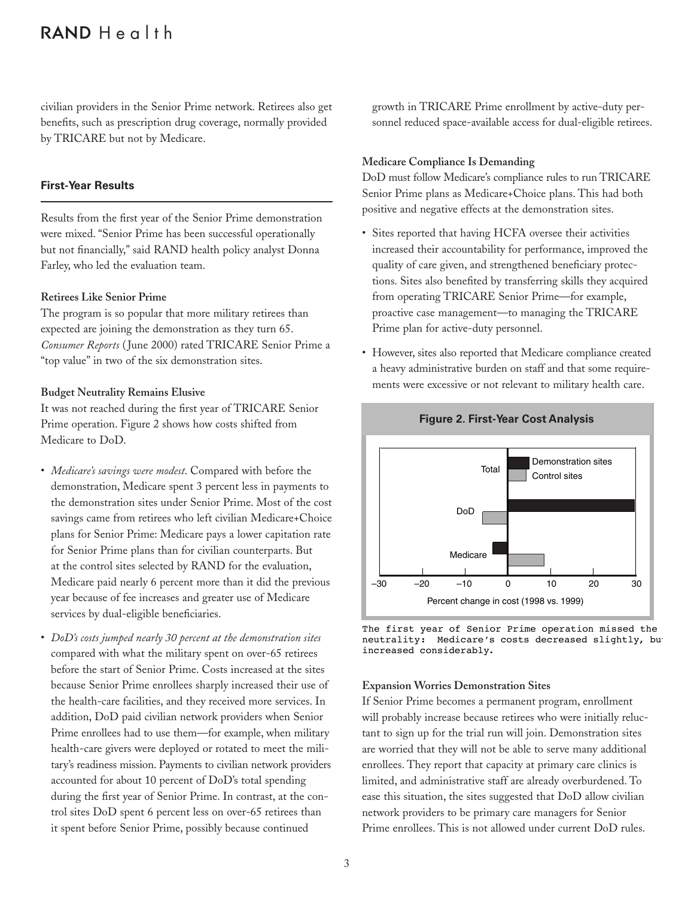civilian providers in the Senior Prime network. Retirees also get benefits, such as prescription drug coverage, normally provided by TRICARE but not by Medicare.

## First-Year Results

Results from the first year of the Senior Prime demonstration were mixed. "Senior Prime has been successful operationally but not financially," said RAND health policy analyst Donna Farley, who led the evaluation team.

### Retirees Like Senior Prime

The program is so popular that more military retirees than expected are joining the demonstration as they turn 65. *Consumer Reports* (June 2000) rated TRICARE Senior Prime a "top value" in two of the six demonstration sites.

### Budget Neutrality Remains Elusive

It was not reached during the first year of TRICARE Senior Prime operation. Figure 2 shows how costs shifted from Medicare to DoD.

- *Medicare's savings were modest*. Compared with before the demonstration, Medicare spent 3 percent less in payments to the demonstration sites under Senior Prime. Most of the cost savings came from retirees who left civilian Medicare+Choice plans for Senior Prime: Medicare pays a lower capitation rate for Senior Prime plans than for civilian counterparts. But at the control sites selected by RAND for the evaluation, Medicare paid nearly 6 percent more than it did the previous year because of fee increases and greater use of Medicare services by dual-eligible beneficiaries.
- *DoD's costs jumped nearly 30 percent at the demonstration sites* compared with what the military spent on over-65 retirees before the start of Senior Prime. Costs increased at the sites because Senior Prime enrollees sharply increased their use of the health-care facilities, and they received more services. In addition, DoD paid civilian network providers when Senior Prime enrollees had to use them—for example, when military health-care givers were deployed or rotated to meet the military's readiness mission. Payments to civilian network providers accounted for about 10 percent of DoD's total spending during the first year of Senior Prime. In contrast, at the control sites DoD spent 6 percent less on over-65 retirees than it spent before Senior Prime, possibly because continued growth in TRICARE Prime enrollment by active-duty personnel reduced space-available access for dual-eligible retirees.

### Medicare Compliance Is Demanding

DoD must follow Medicare's compliance rules to run TRICARE Senior Prime plans as Medicare+Choice plans. This had both positive and negative effects at the demonstration sites.

- Sites reported that having HCFA oversee their activities increased their accountability for performance, improved the quality of care given, and strengthened beneficiary protections. Sites also benefited by transferring skills they acquired from operating TRICARE Senior Prime—for example, proactive case management—to managing the TRICARE Prime plan for active-duty personnel.
- However, sites also reported that Medicare compliance created a heavy administrative burden on staff and that some requirements were excessive or not relevant to military health care.

**Figure 2. First-Year Cost Analysis**

The first year of Senior Prime operation missed the neutrality: Medicare's costs decreased slightly, bu increased considerably.

### Expansion Worries Demonstration Sites

If Senior Prime becomes a permanent program, enrollment will probably increase because retirees who were initially reluctant to sign up for the trial run will join. Demonstration sites are worried that they will not be able to serve many additional enrollees. They report that capacity at primary care clinics is limited, and administrative staff are already overburdened. To ease this situation, the sites suggested that DoD allow civilian network providers to be primary care managers for Senior Prime enrollees. This is not allowed under current DoD rules.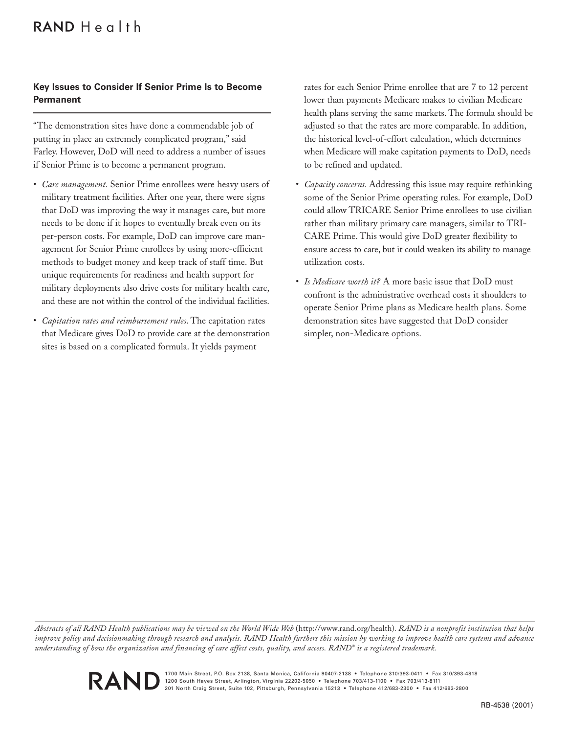### Key Issues to Consider If Senior Prime Is to Become Permanent

"The demonstration sites have done a commendable job of putting in place an extremely complicated program," said Farley. However, DoD will need to address a number of issues if Senior Prime is to become a permanent program.

- *Care management*. Senior Prime enrollees were heavy users of military treatment facilities. After one year, there were signs that DoD was improving the way it manages care, but more needs to be done if it hopes to eventually break even on its per-person costs. For example, DoD can improve care management for Senior Prime enrollees by using more-efficient methods to budget money and keep track of staff time. But unique requirements for readiness and health support for military deployments also drive costs for military health care, and these are not within the control of the individual facilities.
- *Capitation rates and reimbursement rules*. The capitation rates that Medicare gives DoD to provide care at the demonstration sites is based on a complicated formula. It yields payment rates for each Senior Prime enrollee that are 7 to 12 percent lower than payments Medicare makes to civilian Medicare health plans serving the same markets. The formula should be adjusted so that the rates are more comparable. In addition, the historical level-of-effort calculation, which determines when Medicare will make capitation payments to DoD, needs to be refined and updated.
- *Capacity concerns*. Addressing this issue may require rethinking some of the Senior Prime operating rules. For example, DoD could allow TRICARE Senior Prime enrollees to use civilian rather than military primary care managers, similar to TRICARE Prime. This would give DoD greater flexibility to ensure access to care, but it could weaken its ability to manage utilization costs.
- *Is Medicare worth it?* A more basic issue that DoD must confront is the administrative overhead costs it shoulders to operate Senior Prime plans as Medicare health plans. Some demonstration sites have suggested that DoD consider simpler, non-Medicare options.

*Abstracts of all RAND Health publications may be viewed on the World Wide Web* (http://www.rand.org/health). *RAND is a nonprofit institution that helps improve policy and decisionmaking through research and analysis. RAND Health furthers this mission by working to improve health care systems and advance understanding of how the organization and financing of care affect costs, quality, and access. RAND® is a registered trademark.*

RAND

1700 Main Street, P.O. Box 2138, Santa Monica, California 90407-2138 • Telephone 310/393-0411 • Fax 310/393-4818
1200 South Hayes Street, Arlington, Virginia 22202-5050 • Telephone 703/413-1100 • Fax 703/413-8111
201 North Craig Street, Suite 102, Pittsburgh, Pennsylvania 15213 • Telephone 412/683-2300 • Fax 412/683-2800

RB-4538 (2001)